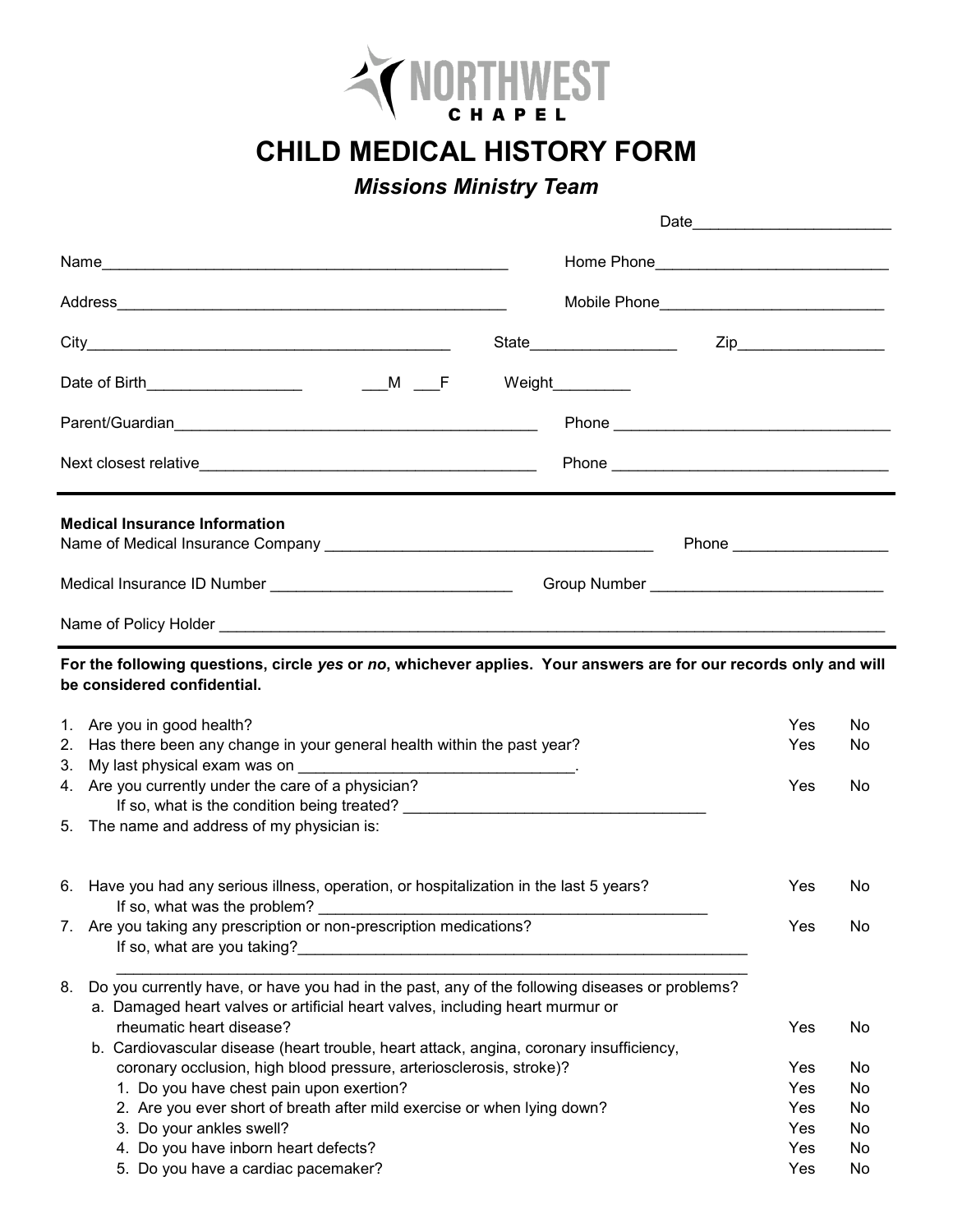NORTHWEST CHAPEL

# CHILD MEDICAL HISTORY FORM

## *Missions Ministry Team*

Date_______________________

Name_______________________________________________ Home Phone___________________________

Address______________________________________________ Mobile Phone__________________________

City__________________________________________ State_________________ Zip_________________

Date of Birth__________________ ___M ___F Weight_________

Parent/Guardian_________________________________________ Phone _________________________________

Next closest relative_______________________________________ Phone _________________________________

---

**Medical Insurance Information**

Name of Medical Insurance Company ______________________________________ Phone __________________

Medical Insurance ID Number ____________________________ Group Number ___________________________

Name of Policy Holder _________________________________________________________________________________

---

**For the following questions, circle *yes* or *no*, whichever applies. Your answers are for our records only and will be considered confidential.**

1. Are you in good health? Yes No
2. Has there been any change in your general health within the past year? Yes No
3. My last physical exam was on _________________________________.
4. Are you currently under the care of a physician? Yes No
   If so, what is the condition being treated? ___________________________________
5. The name and address of my physician is:

6. Have you had any serious illness, operation, or hospitalization in the last 5 years? Yes No
   If so, what was the problem? _______________________________________________
7. Are you taking any prescription or non-prescription medications? Yes No
   If so, what are you taking?______________________________________________________
   _______________________________________________________________________________
8. Do you currently have, or have you had in the past, any of the following diseases or problems?
   a. Damaged heart valves or artificial heart valves, including heart murmur or rheumatic heart disease? Yes No
   b. Cardiovascular disease (heart trouble, heart attack, angina, coronary insufficiency, coronary occlusion, high blood pressure, arteriosclerosis, stroke)? Yes No
      1. Do you have chest pain upon exertion? Yes No
      2. Are you ever short of breath after mild exercise or when lying down? Yes No
      3. Do your ankles swell? Yes No
      4. Do you have inborn heart defects? Yes No
      5. Do you have a cardiac pacemaker? Yes No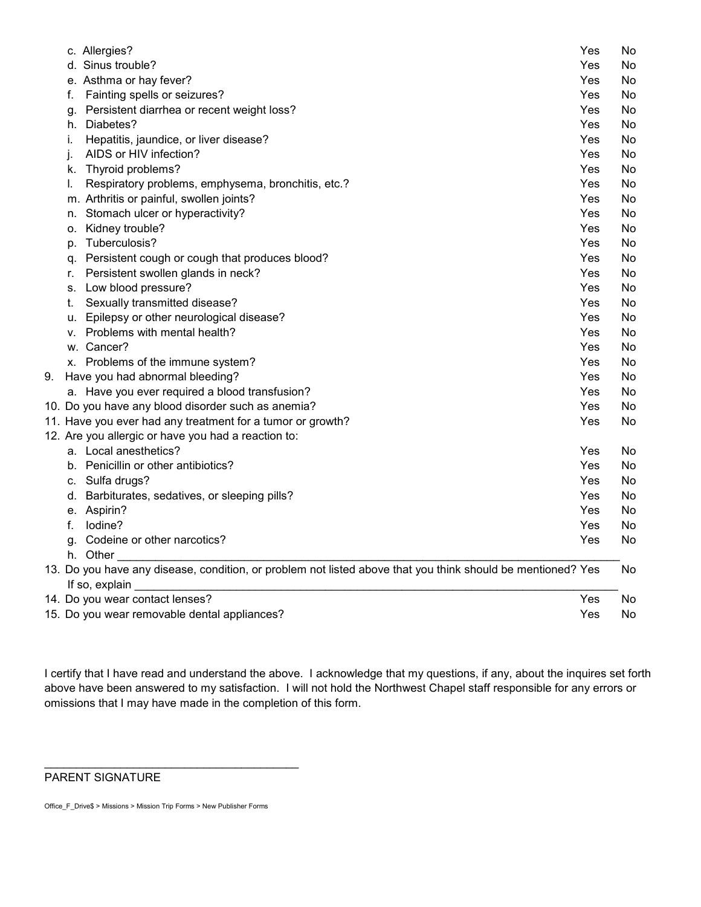c. Allergies? Yes No

d. Sinus trouble? Yes No

e. Asthma or hay fever? Yes No

f. Fainting spells or seizures? Yes No

g. Persistent diarrhea or recent weight loss? Yes No

h. Diabetes? Yes No

i. Hepatitis, jaundice, or liver disease? Yes No

j. AIDS or HIV infection? Yes No

k. Thyroid problems? Yes No

l. Respiratory problems, emphysema, bronchitis, etc.? Yes No

m. Arthritis or painful, swollen joints? Yes No

n. Stomach ulcer or hyperactivity? Yes No

o. Kidney trouble? Yes No

p. Tuberculosis? Yes No

q. Persistent cough or cough that produces blood? Yes No

r. Persistent swollen glands in neck? Yes No

s. Low blood pressure? Yes No

t. Sexually transmitted disease? Yes No

u. Epilepsy or other neurological disease? Yes No

v. Problems with mental health? Yes No

w. Cancer? Yes No

x. Problems of the immune system? Yes No

9. Have you had abnormal bleeding? Yes No

   a. Have you ever required a blood transfusion? Yes No

10. Do you have any blood disorder such as anemia? Yes No

11. Have you ever had any treatment for a tumor or growth? Yes No

12. Are you allergic or have you had a reaction to:

    a. Local anesthetics? Yes No

    b. Penicillin or other antibiotics? Yes No

    c. Sulfa drugs? Yes No

    d. Barbiturates, sedatives, or sleeping pills? Yes No

    e. Aspirin? Yes No

    f. Iodine? Yes No

    g. Codeine or other narcotics? Yes No

    h. Other ______________________________________________________________________________

13. Do you have any disease, condition, or problem not listed above that you think should be mentioned? Yes No

    If so, explain ___________________________________________________________________________

14. Do you wear contact lenses? Yes No

15. Do you wear removable dental appliances? Yes No

I certify that I have read and understand the above. I acknowledge that my questions, if any, about the inquires set forth above have been answered to my satisfaction. I will not hold the Northwest Chapel staff responsible for any errors or omissions that I may have made in the completion of this form.

________________________________________

PARENT SIGNATURE

Office_F_Drive$ > Missions > Mission Trip Forms > New Publisher Forms